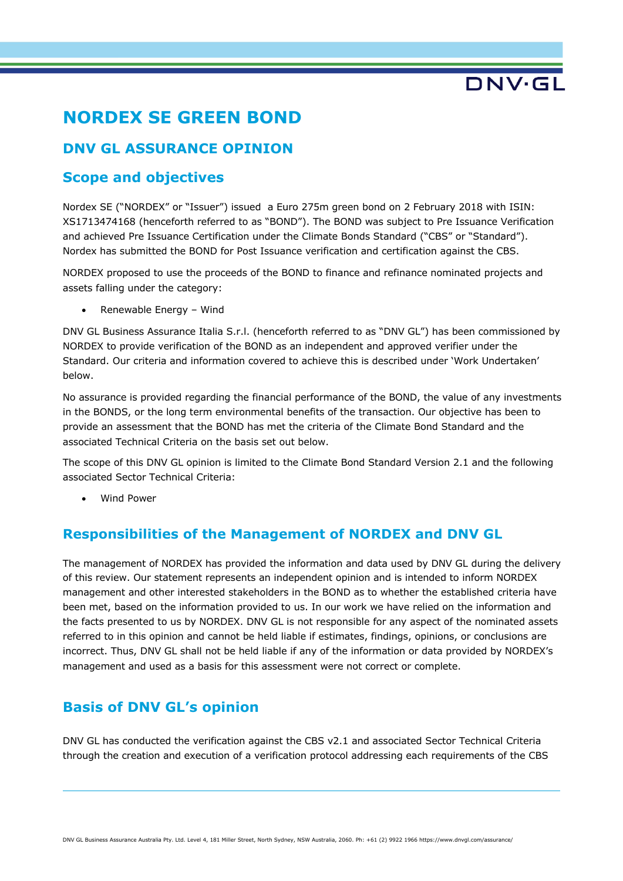# NORDEX SE GREEN BOND

## DNV GL ASSURANCE OPINION

## Scope and objectives

Nordex SE ("NORDEX" or "Issuer") issued a Euro 275m green bond on 2 February 2018 with ISIN: XS1713474168 (henceforth referred to as "BOND"). The BOND was subject to Pre Issuance Verification and achieved Pre Issuance Certification under the Climate Bonds Standard ("CBS" or "Standard"). Nordex has submitted the BOND for Post Issuance verification and certification against the CBS.

NORDEX proposed to use the proceeds of the BOND to finance and refinance nominated projects and assets falling under the category:

- Renewable Energy – Wind

DNV GL Business Assurance Italia S.r.l. (henceforth referred to as "DNV GL") has been commissioned by NORDEX to provide verification of the BOND as an independent and approved verifier under the Standard. Our criteria and information covered to achieve this is described under 'Work Undertaken' below.

No assurance is provided regarding the financial performance of the BOND, the value of any investments in the BONDS, or the long term environmental benefits of the transaction. Our objective has been to provide an assessment that the BOND has met the criteria of the Climate Bond Standard and the associated Technical Criteria on the basis set out below.

The scope of this DNV GL opinion is limited to the Climate Bond Standard Version 2.1 and the following associated Sector Technical Criteria:

- Wind Power

## Responsibilities of the Management of NORDEX and DNV GL

The management of NORDEX has provided the information and data used by DNV GL during the delivery of this review. Our statement represents an independent opinion and is intended to inform NORDEX management and other interested stakeholders in the BOND as to whether the established criteria have been met, based on the information provided to us. In our work we have relied on the information and the facts presented to us by NORDEX. DNV GL is not responsible for any aspect of the nominated assets referred to in this opinion and cannot be held liable if estimates, findings, opinions, or conclusions are incorrect. Thus, DNV GL shall not be held liable if any of the information or data provided by NORDEX's management and used as a basis for this assessment were not correct or complete.

## Basis of DNV GL's opinion

DNV GL has conducted the verification against the CBS v2.1 and associated Sector Technical Criteria through the creation and execution of a verification protocol addressing each requirements of the CBS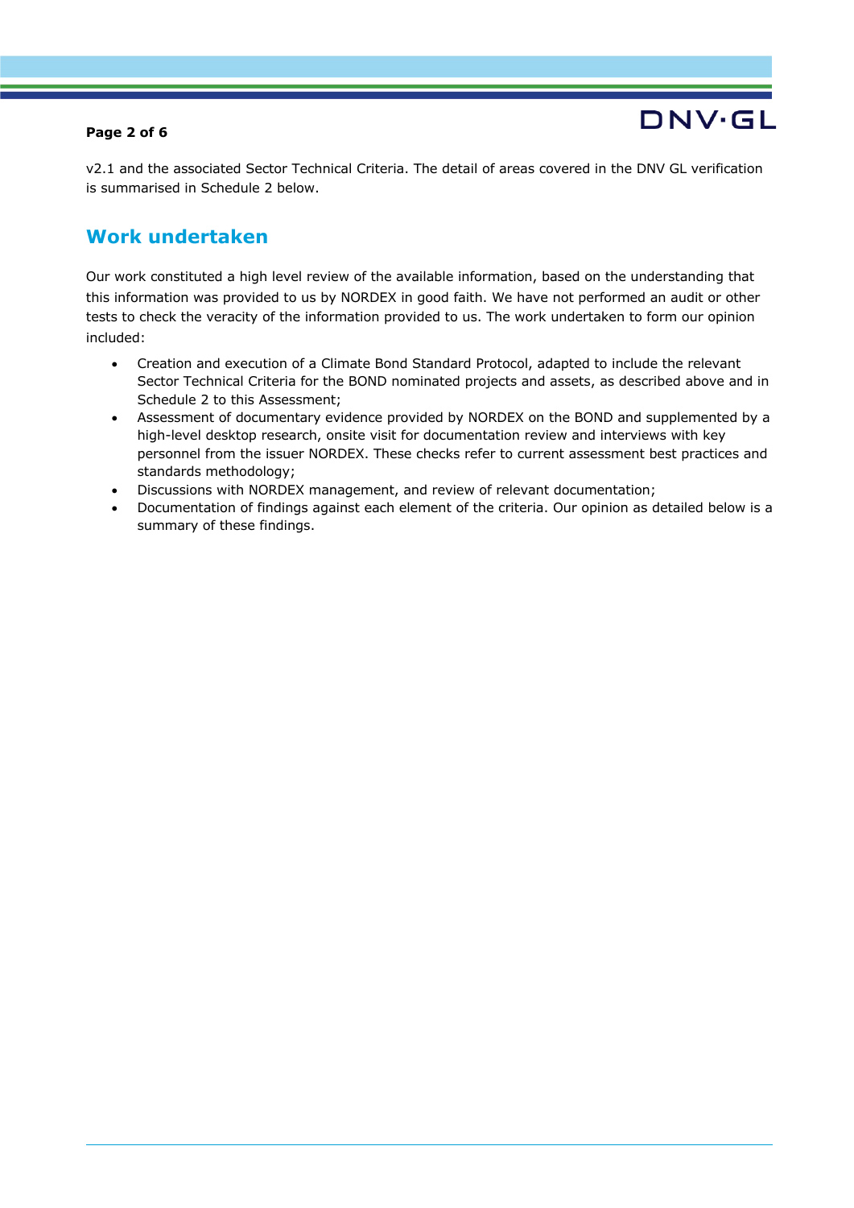v2.1 and the associated Sector Technical Criteria. The detail of areas covered in the DNV GL verification is summarised in Schedule 2 below.

## Work undertaken

Our work constituted a high level review of the available information, based on the understanding that this information was provided to us by NORDEX in good faith. We have not performed an audit or other tests to check the veracity of the information provided to us. The work undertaken to form our opinion included:

- Creation and execution of a Climate Bond Standard Protocol, adapted to include the relevant Sector Technical Criteria for the BOND nominated projects and assets, as described above and in Schedule 2 to this Assessment;
- Assessment of documentary evidence provided by NORDEX on the BOND and supplemented by a high-level desktop research, onsite visit for documentation review and interviews with key personnel from the issuer NORDEX. These checks refer to current assessment best practices and standards methodology;
- Discussions with NORDEX management, and review of relevant documentation;
- Documentation of findings against each element of the criteria. Our opinion as detailed below is a summary of these findings.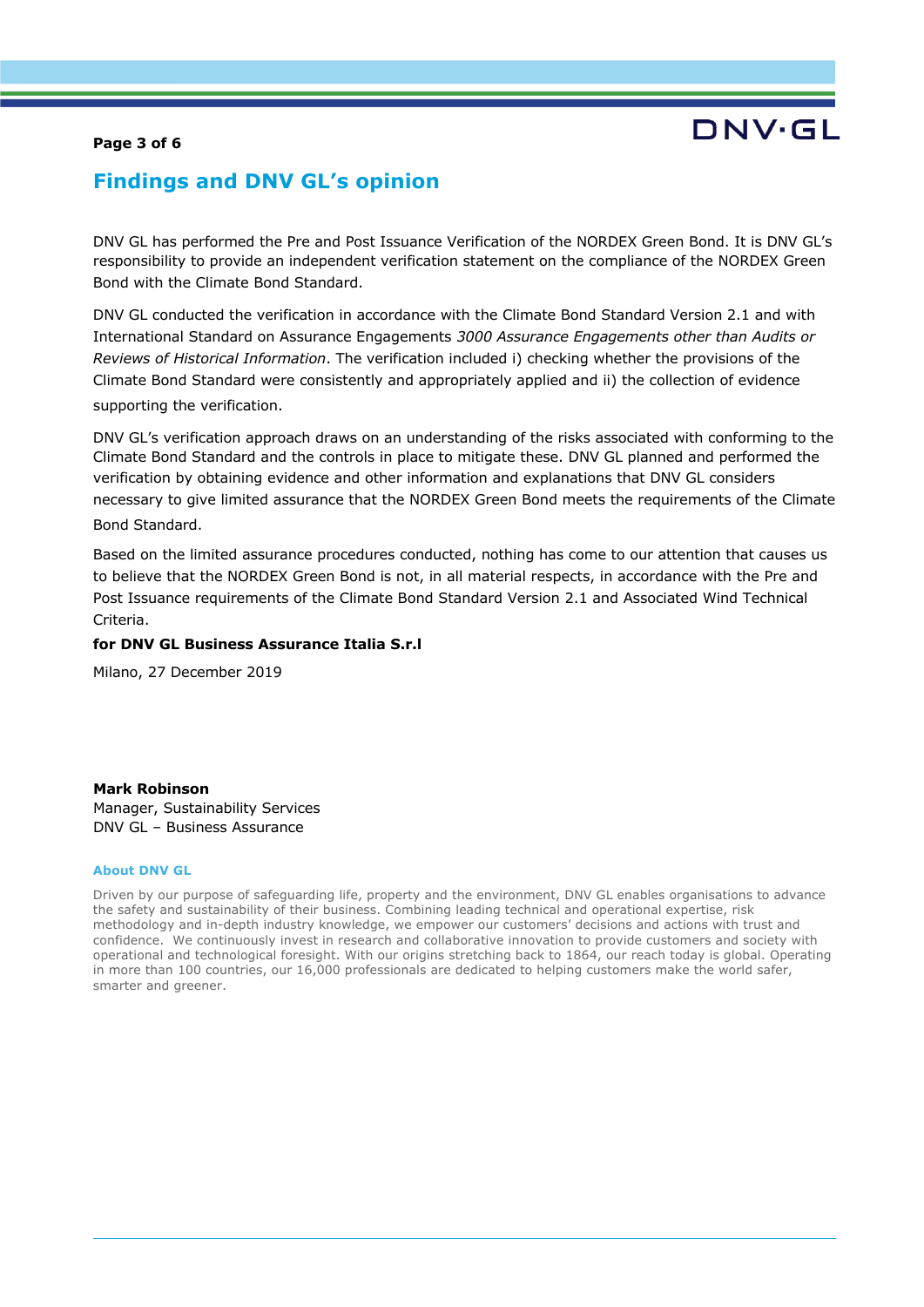## Findings and DNV GL's opinion

DNV GL has performed the Pre and Post Issuance Verification of the NORDEX Green Bond. It is DNV GL's responsibility to provide an independent verification statement on the compliance of the NORDEX Green Bond with the Climate Bond Standard.

DNV GL conducted the verification in accordance with the Climate Bond Standard Version 2.1 and with International Standard on Assurance Engagements *3000 Assurance Engagements other than Audits or Reviews of Historical Information*. The verification included i) checking whether the provisions of the Climate Bond Standard were consistently and appropriately applied and ii) the collection of evidence supporting the verification.

DNV GL's verification approach draws on an understanding of the risks associated with conforming to the Climate Bond Standard and the controls in place to mitigate these. DNV GL planned and performed the verification by obtaining evidence and other information and explanations that DNV GL considers necessary to give limited assurance that the NORDEX Green Bond meets the requirements of the Climate Bond Standard.

Based on the limited assurance procedures conducted, nothing has come to our attention that causes us to believe that the NORDEX Green Bond is not, in all material respects, in accordance with the Pre and Post Issuance requirements of the Climate Bond Standard Version 2.1 and Associated Wind Technical Criteria.

**for DNV GL Business Assurance Italia S.r.l**

Milano, 27 December 2019

**Mark Robinson**
Manager, Sustainability Services
DNV GL – Business Assurance

#### About DNV GL

Driven by our purpose of safeguarding life, property and the environment, DNV GL enables organisations to advance the safety and sustainability of their business. Combining leading technical and operational expertise, risk methodology and in-depth industry knowledge, we empower our customers' decisions and actions with trust and confidence. We continuously invest in research and collaborative innovation to provide customers and society with operational and technological foresight. With our origins stretching back to 1864, our reach today is global. Operating in more than 100 countries, our 16,000 professionals are dedicated to helping customers make the world safer, smarter and greener.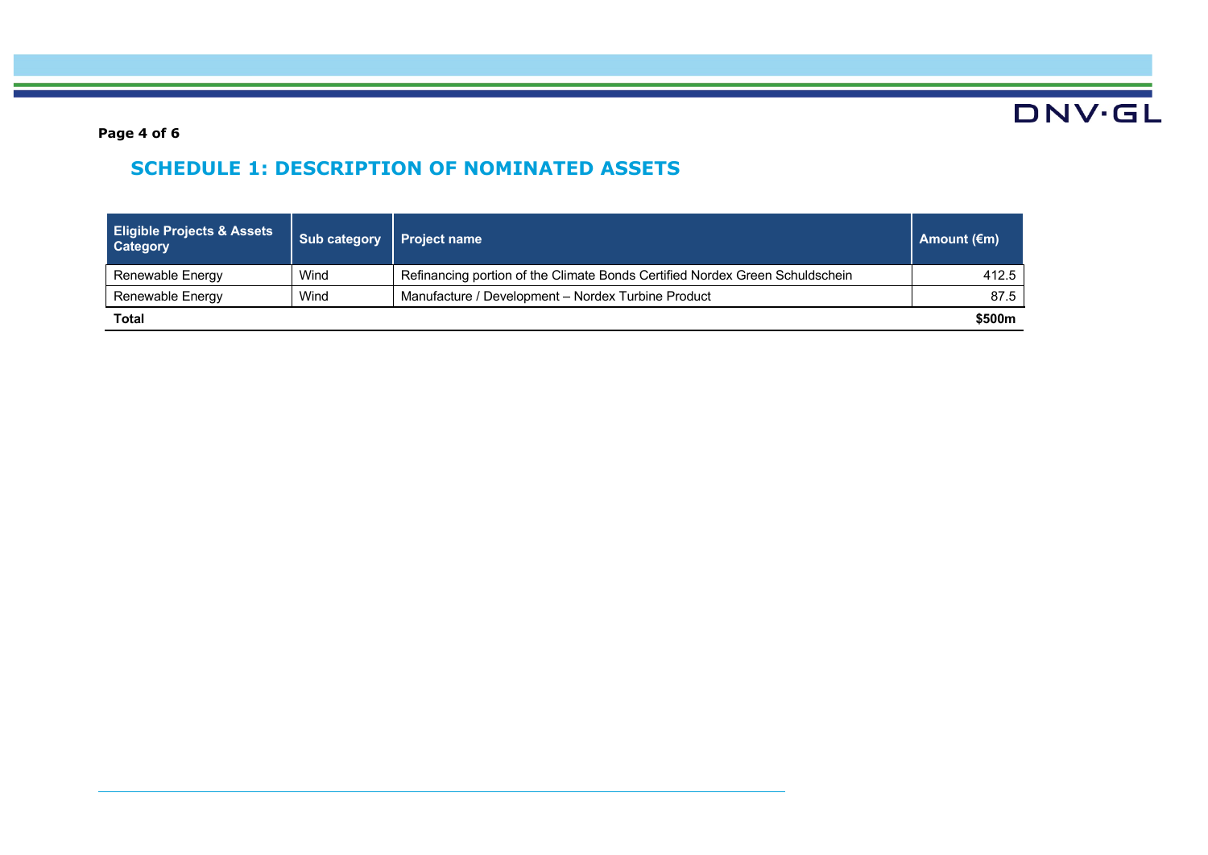## SCHEDULE 1: DESCRIPTION OF NOMINATED ASSETS

| Eligible Projects & Assets Category | Sub category | Project name | Amount (€m) |
|---|---|---|---|
| Renewable Energy | Wind | Refinancing portion of the Climate Bonds Certified Nordex Green Schuldschein | 412.5 |
| Renewable Energy | Wind | Manufacture / Development – Nordex Turbine Product | 87.5 |
| **Total** | | | **$500m** |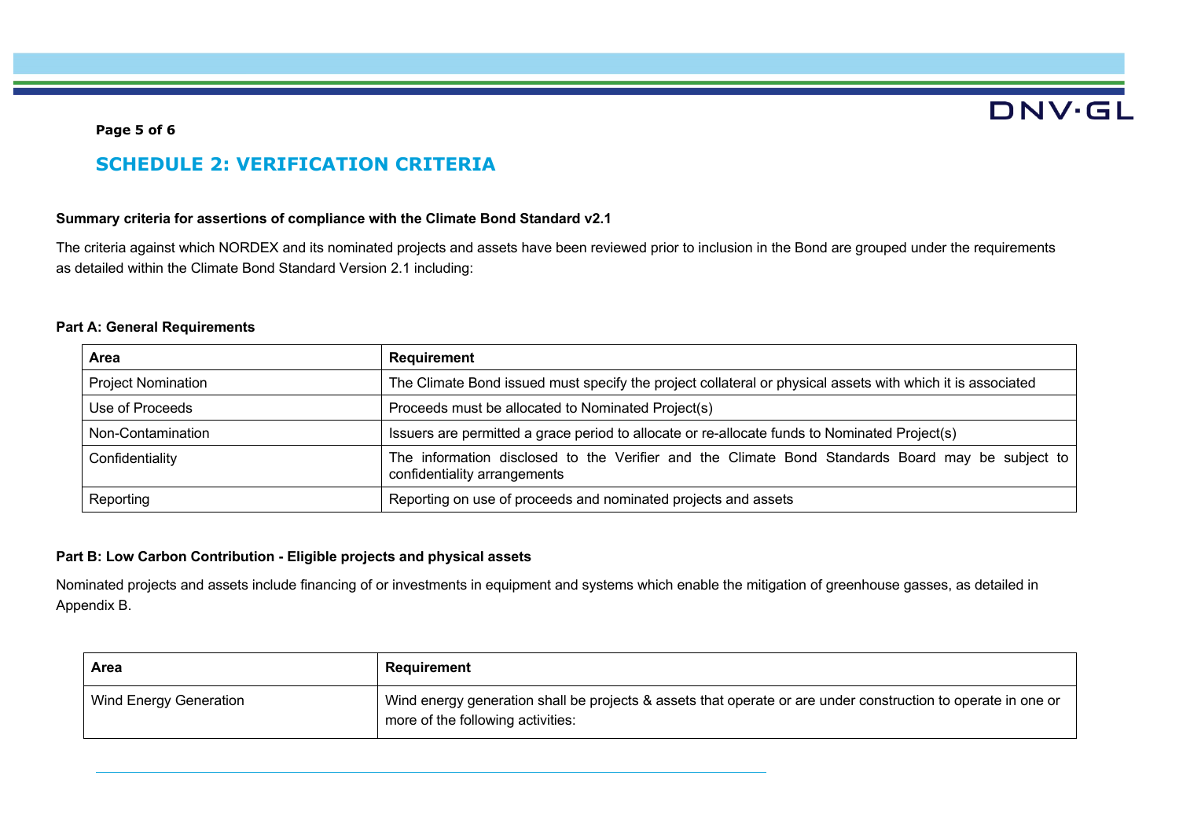## SCHEDULE 2: VERIFICATION CRITERIA

**Summary criteria for assertions of compliance with the Climate Bond Standard v2.1**

The criteria against which NORDEX and its nominated projects and assets have been reviewed prior to inclusion in the Bond are grouped under the requirements as detailed within the Climate Bond Standard Version 2.1 including:

**Part A: General Requirements**

| Area | Requirement |
| --- | --- |
| Project Nomination | The Climate Bond issued must specify the project collateral or physical assets with which it is associated |
| Use of Proceeds | Proceeds must be allocated to Nominated Project(s) |
| Non-Contamination | Issuers are permitted a grace period to allocate or re-allocate funds to Nominated Project(s) |
| Confidentiality | The information disclosed to the Verifier and the Climate Bond Standards Board may be subject to confidentiality arrangements |
| Reporting | Reporting on use of proceeds and nominated projects and assets |

**Part B: Low Carbon Contribution - Eligible projects and physical assets**

Nominated projects and assets include financing of or investments in equipment and systems which enable the mitigation of greenhouse gasses, as detailed in Appendix B.

| Area | Requirement |
| --- | --- |
| Wind Energy Generation | Wind energy generation shall be projects & assets that operate or are under construction to operate in one or more of the following activities: |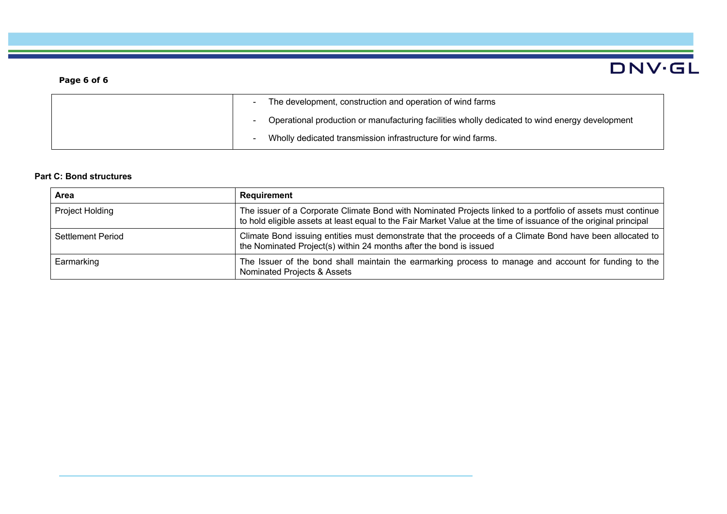| | |
|---|---|
| | - The development, construction and operation of wind farms<br>- Operational production or manufacturing facilities wholly dedicated to wind energy development<br>- Wholly dedicated transmission infrastructure for wind farms. |

**Part C: Bond structures**

| Area | Requirement |
|---|---|
| Project Holding | The issuer of a Corporate Climate Bond with Nominated Projects linked to a portfolio of assets must continue to hold eligible assets at least equal to the Fair Market Value at the time of issuance of the original principal |
| Settlement Period | Climate Bond issuing entities must demonstrate that the proceeds of a Climate Bond have been allocated to the Nominated Project(s) within 24 months after the bond is issued |
| Earmarking | The Issuer of the bond shall maintain the earmarking process to manage and account for funding to the Nominated Projects & Assets |